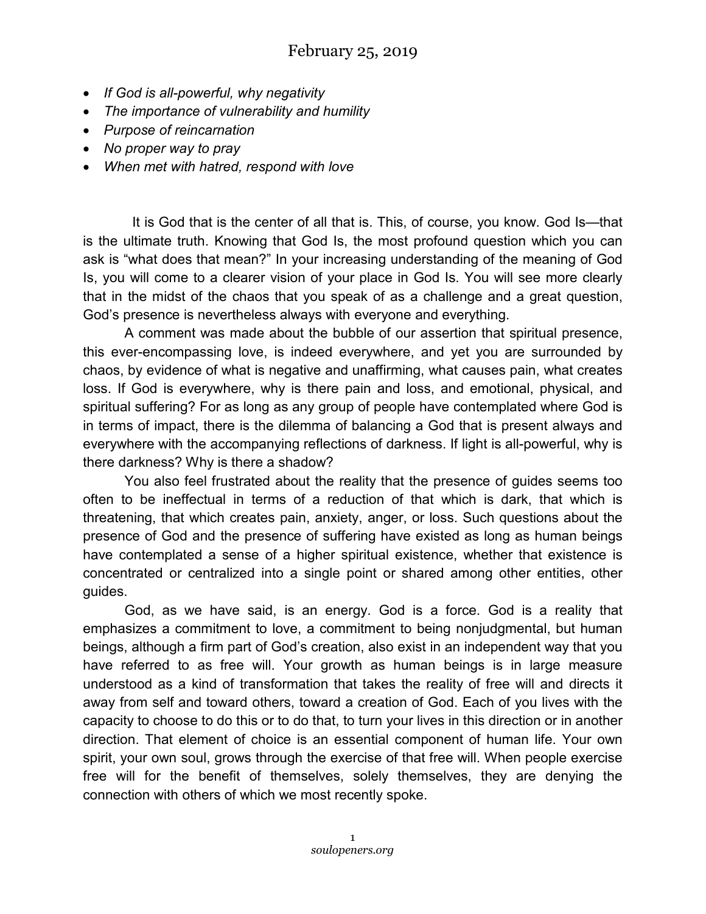# February 25, 2019

- *If God is all-powerful, why negativity*
- *The importance of vulnerability and humility*
- *Purpose of reincarnation*
- *No proper way to pray*
- *When met with hatred, respond with love*

It is God that is the center of all that is. This, of course, you know. God Is—that is the ultimate truth. Knowing that God Is, the most profound question which you can ask is "what does that mean?" In your increasing understanding of the meaning of God Is, you will come to a clearer vision of your place in God Is. You will see more clearly that in the midst of the chaos that you speak of as a challenge and a great question, God's presence is nevertheless always with everyone and everything.

A comment was made about the bubble of our assertion that spiritual presence, this ever-encompassing love, is indeed everywhere, and yet you are surrounded by chaos, by evidence of what is negative and unaffirming, what causes pain, what creates loss. If God is everywhere, why is there pain and loss, and emotional, physical, and spiritual suffering? For as long as any group of people have contemplated where God is in terms of impact, there is the dilemma of balancing a God that is present always and everywhere with the accompanying reflections of darkness. If light is all-powerful, why is there darkness? Why is there a shadow?

You also feel frustrated about the reality that the presence of guides seems too often to be ineffectual in terms of a reduction of that which is dark, that which is threatening, that which creates pain, anxiety, anger, or loss. Such questions about the presence of God and the presence of suffering have existed as long as human beings have contemplated a sense of a higher spiritual existence, whether that existence is concentrated or centralized into a single point or shared among other entities, other guides.

God, as we have said, is an energy. God is a force. God is a reality that emphasizes a commitment to love, a commitment to being nonjudgmental, but human beings, although a firm part of God's creation, also exist in an independent way that you have referred to as free will. Your growth as human beings is in large measure understood as a kind of transformation that takes the reality of free will and directs it away from self and toward others, toward a creation of God. Each of you lives with the capacity to choose to do this or to do that, to turn your lives in this direction or in another direction. That element of choice is an essential component of human life. Your own spirit, your own soul, grows through the exercise of that free will. When people exercise free will for the benefit of themselves, solely themselves, they are denying the connection with others of which we most recently spoke.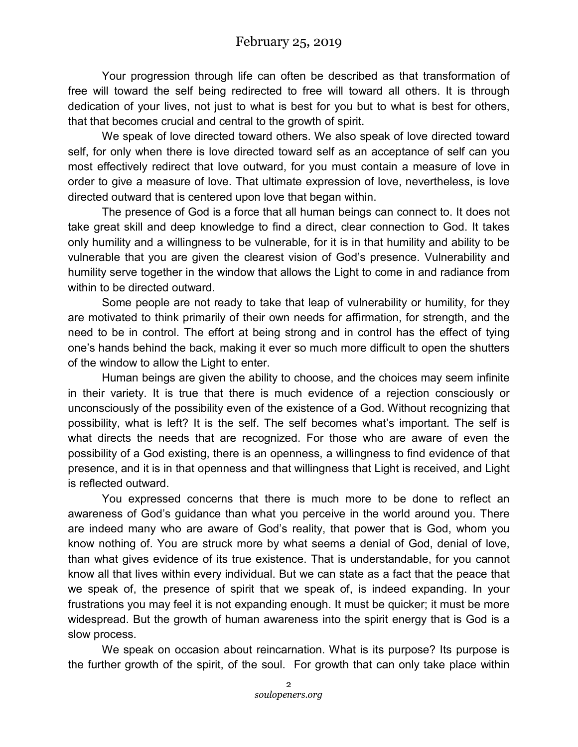February 25, 2019

Your progression through life can often be described as that transformation of free will toward the self being redirected to free will toward all others. It is through dedication of your lives, not just to what is best for you but to what is best for others, that that becomes crucial and central to the growth of spirit.

We speak of love directed toward others. We also speak of love directed toward self, for only when there is love directed toward self as an acceptance of self can you most effectively redirect that love outward, for you must contain a measure of love in order to give a measure of love. That ultimate expression of love, nevertheless, is love directed outward that is centered upon love that began within.

The presence of God is a force that all human beings can connect to. It does not take great skill and deep knowledge to find a direct, clear connection to God. It takes only humility and a willingness to be vulnerable, for it is in that humility and ability to be vulnerable that you are given the clearest vision of God's presence. Vulnerability and humility serve together in the window that allows the Light to come in and radiance from within to be directed outward.

Some people are not ready to take that leap of vulnerability or humility, for they are motivated to think primarily of their own needs for affirmation, for strength, and the need to be in control. The effort at being strong and in control has the effect of tying one's hands behind the back, making it ever so much more difficult to open the shutters of the window to allow the Light to enter.

Human beings are given the ability to choose, and the choices may seem infinite in their variety. It is true that there is much evidence of a rejection consciously or unconsciously of the possibility even of the existence of a God. Without recognizing that possibility, what is left? It is the self. The self becomes what's important. The self is what directs the needs that are recognized. For those who are aware of even the possibility of a God existing, there is an openness, a willingness to find evidence of that presence, and it is in that openness and that willingness that Light is received, and Light is reflected outward.

You expressed concerns that there is much more to be done to reflect an awareness of God's guidance than what you perceive in the world around you. There are indeed many who are aware of God's reality, that power that is God, whom you know nothing of. You are struck more by what seems a denial of God, denial of love, than what gives evidence of its true existence. That is understandable, for you cannot know all that lives within every individual. But we can state as a fact that the peace that we speak of, the presence of spirit that we speak of, is indeed expanding. In your frustrations you may feel it is not expanding enough. It must be quicker; it must be more widespread. But the growth of human awareness into the spirit energy that is God is a slow process.

We speak on occasion about reincarnation. What is its purpose? Its purpose is the further growth of the spirit, of the soul. For growth that can only take place within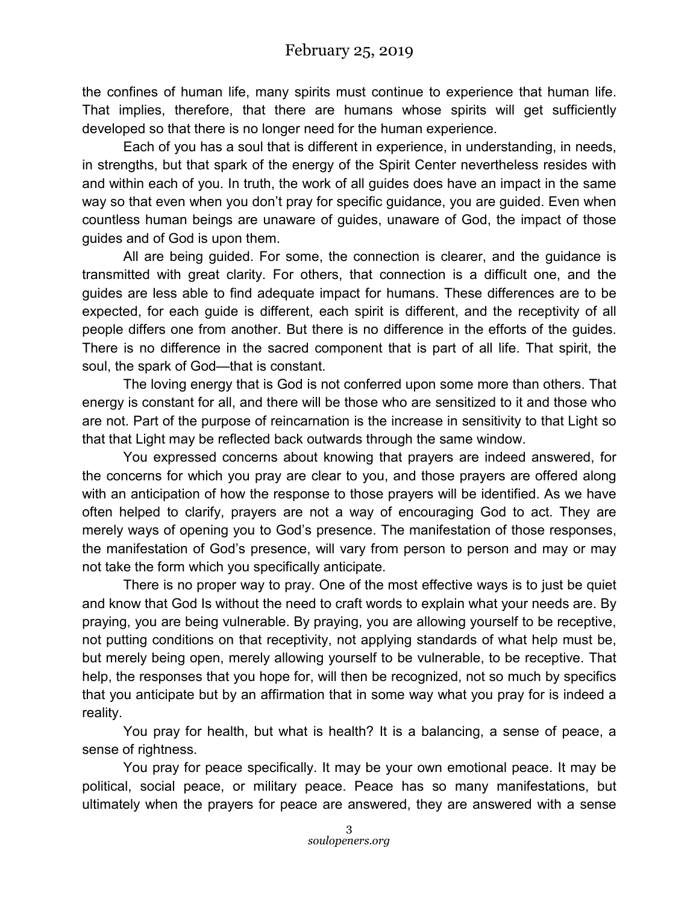the confines of human life, many spirits must continue to experience that human life. That implies, therefore, that there are humans whose spirits will get sufficiently developed so that there is no longer need for the human experience.

Each of you has a soul that is different in experience, in understanding, in needs, in strengths, but that spark of the energy of the Spirit Center nevertheless resides with and within each of you. In truth, the work of all guides does have an impact in the same way so that even when you don't pray for specific guidance, you are guided. Even when countless human beings are unaware of guides, unaware of God, the impact of those guides and of God is upon them.

All are being guided. For some, the connection is clearer, and the guidance is transmitted with great clarity. For others, that connection is a difficult one, and the guides are less able to find adequate impact for humans. These differences are to be expected, for each guide is different, each spirit is different, and the receptivity of all people differs one from another. But there is no difference in the efforts of the guides. There is no difference in the sacred component that is part of all life. That spirit, the soul, the spark of God—that is constant.

The loving energy that is God is not conferred upon some more than others. That energy is constant for all, and there will be those who are sensitized to it and those who are not. Part of the purpose of reincarnation is the increase in sensitivity to that Light so that that Light may be reflected back outwards through the same window.

You expressed concerns about knowing that prayers are indeed answered, for the concerns for which you pray are clear to you, and those prayers are offered along with an anticipation of how the response to those prayers will be identified. As we have often helped to clarify, prayers are not a way of encouraging God to act. They are merely ways of opening you to God's presence. The manifestation of those responses, the manifestation of God's presence, will vary from person to person and may or may not take the form which you specifically anticipate.

There is no proper way to pray. One of the most effective ways is to just be quiet and know that God Is without the need to craft words to explain what your needs are. By praying, you are being vulnerable. By praying, you are allowing yourself to be receptive, not putting conditions on that receptivity, not applying standards of what help must be, but merely being open, merely allowing yourself to be vulnerable, to be receptive. That help, the responses that you hope for, will then be recognized, not so much by specifics that you anticipate but by an affirmation that in some way what you pray for is indeed a reality.

You pray for health, but what is health? It is a balancing, a sense of peace, a sense of rightness.

You pray for peace specifically. It may be your own emotional peace. It may be political, social peace, or military peace. Peace has so many manifestations, but ultimately when the prayers for peace are answered, they are answered with a sense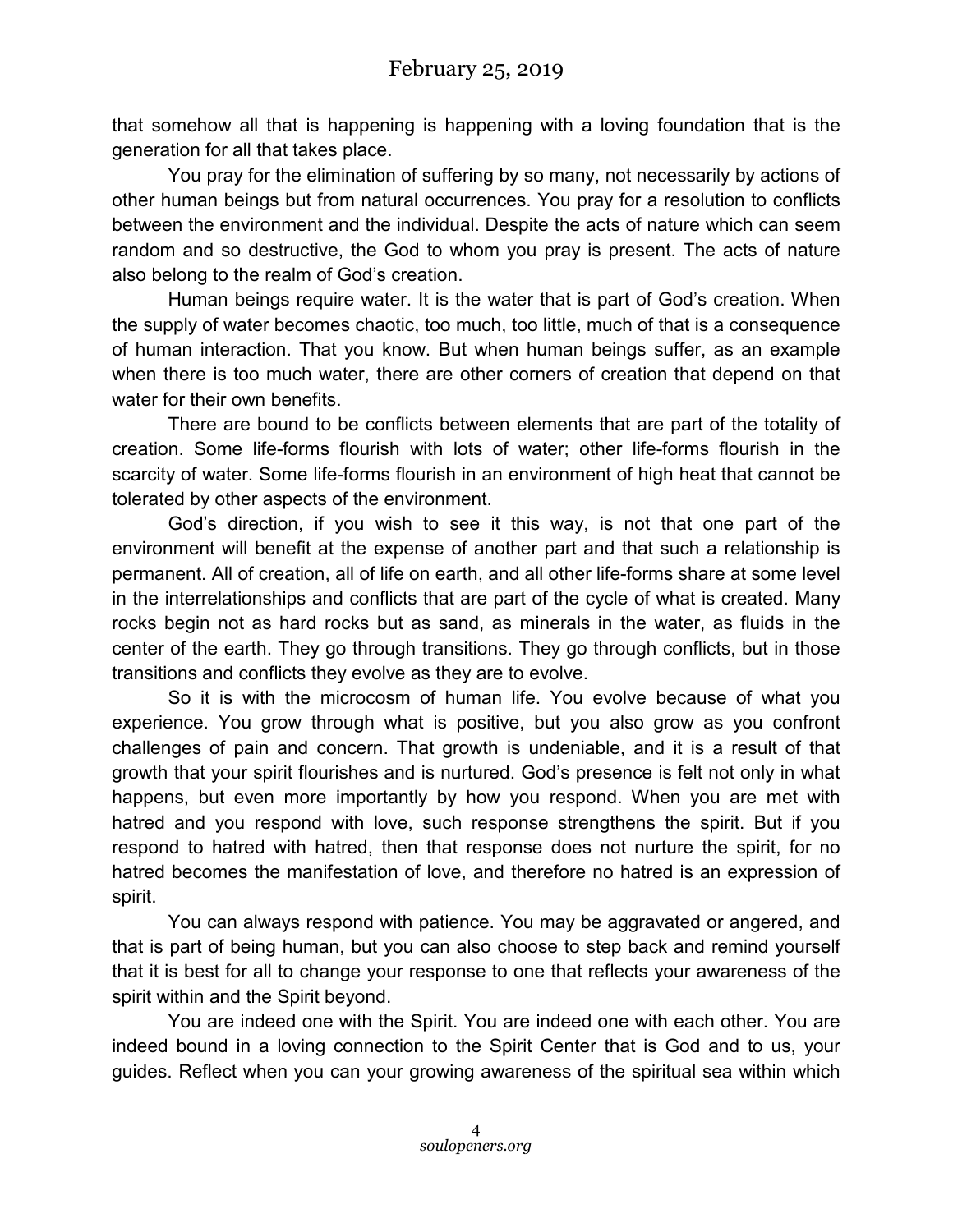that somehow all that is happening is happening with a loving foundation that is the generation for all that takes place.

You pray for the elimination of suffering by so many, not necessarily by actions of other human beings but from natural occurrences. You pray for a resolution to conflicts between the environment and the individual. Despite the acts of nature which can seem random and so destructive, the God to whom you pray is present. The acts of nature also belong to the realm of God's creation.

Human beings require water. It is the water that is part of God's creation. When the supply of water becomes chaotic, too much, too little, much of that is a consequence of human interaction. That you know. But when human beings suffer, as an example when there is too much water, there are other corners of creation that depend on that water for their own benefits.

There are bound to be conflicts between elements that are part of the totality of creation. Some life-forms flourish with lots of water; other life-forms flourish in the scarcity of water. Some life-forms flourish in an environment of high heat that cannot be tolerated by other aspects of the environment.

God's direction, if you wish to see it this way, is not that one part of the environment will benefit at the expense of another part and that such a relationship is permanent. All of creation, all of life on earth, and all other life-forms share at some level in the interrelationships and conflicts that are part of the cycle of what is created. Many rocks begin not as hard rocks but as sand, as minerals in the water, as fluids in the center of the earth. They go through transitions. They go through conflicts, but in those transitions and conflicts they evolve as they are to evolve.

So it is with the microcosm of human life. You evolve because of what you experience. You grow through what is positive, but you also grow as you confront challenges of pain and concern. That growth is undeniable, and it is a result of that growth that your spirit flourishes and is nurtured. God's presence is felt not only in what happens, but even more importantly by how you respond. When you are met with hatred and you respond with love, such response strengthens the spirit. But if you respond to hatred with hatred, then that response does not nurture the spirit, for no hatred becomes the manifestation of love, and therefore no hatred is an expression of spirit.

You can always respond with patience. You may be aggravated or angered, and that is part of being human, but you can also choose to step back and remind yourself that it is best for all to change your response to one that reflects your awareness of the spirit within and the Spirit beyond.

You are indeed one with the Spirit. You are indeed one with each other. You are indeed bound in a loving connection to the Spirit Center that is God and to us, your guides. Reflect when you can your growing awareness of the spiritual sea within which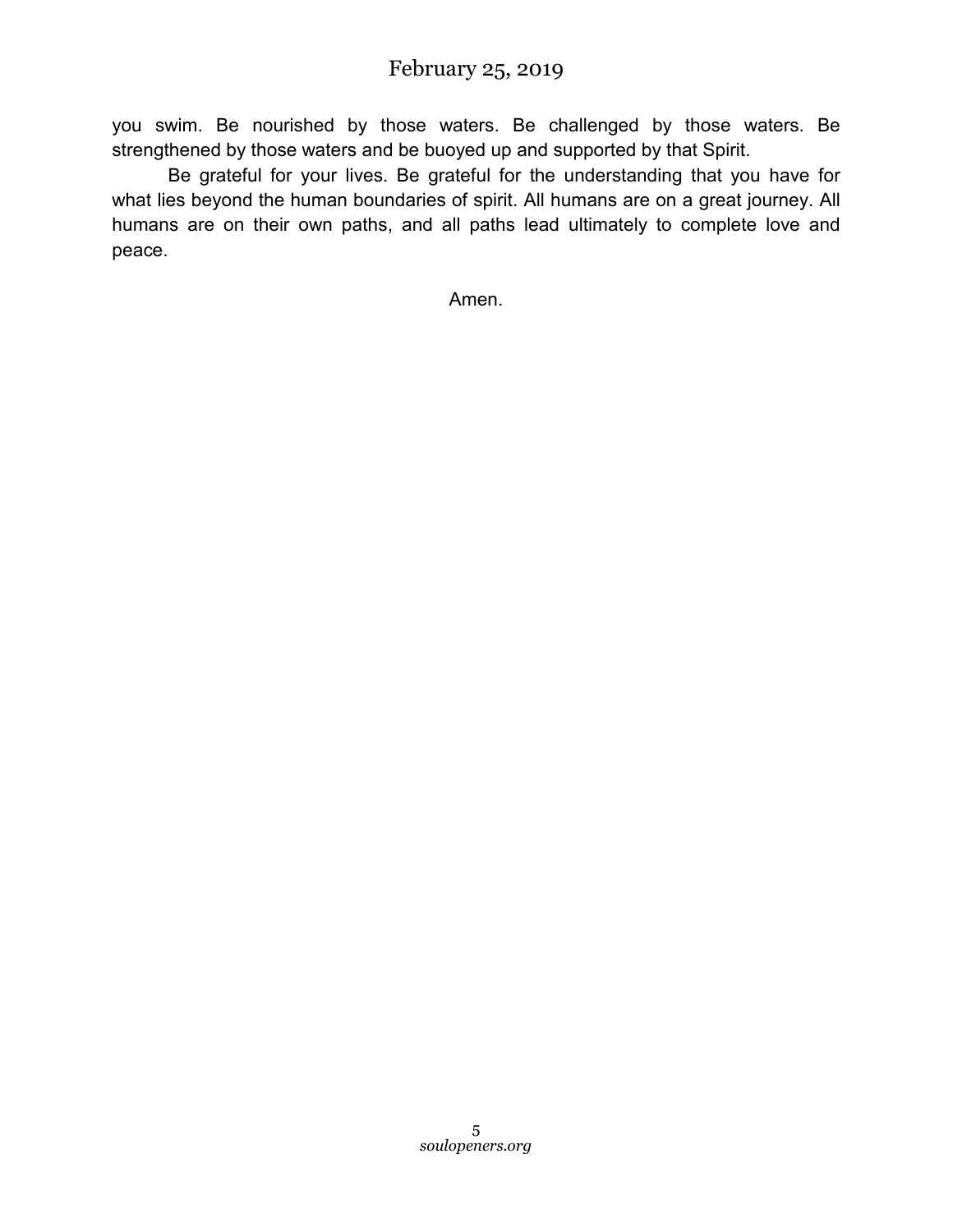you swim. Be nourished by those waters. Be challenged by those waters. Be strengthened by those waters and be buoyed up and supported by that Spirit.

Be grateful for your lives. Be grateful for the understanding that you have for what lies beyond the human boundaries of spirit. All humans are on a great journey. All humans are on their own paths, and all paths lead ultimately to complete love and peace.

Amen.